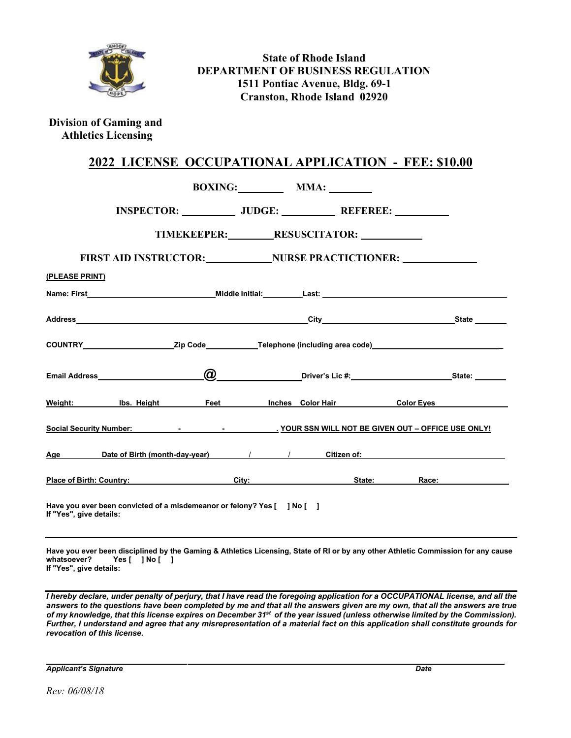**State of Rhode Island**
**DEPARTMENT OF BUSINESS REGULATION**
**1511 Pontiac Avenue, Bldg. 69-1**
**Cranston, Rhode Island 02920**

**Division of Gaming and Athletics Licensing**

## 2022 LICENSE OCCUPATIONAL APPLICATION - FEE: $10.00

**BOXING:** ________ **MMA:** ________

**INSPECTOR:** __________ **JUDGE:** __________ **REFEREE:** __________

**TIMEKEEPER:** ________ **RESUSCITATOR:** ___________

**FIRST AID INSTRUCTOR:** ____________ **NURSE PRACTICTIONER:** ______________

**(PLEASE PRINT)**

**Name: First** ____________________________ **Middle Initial:** _________ **Last:** ________________________________________

**Address** ___________________________________________________ **City** _____________________________ **State** _______

**COUNTRY** ____________________ **Zip Code** ___________ **Telephone (including area code)** ____________________________

**Email Address** ______________________ @ _______________ **Driver's Lic #:** ______________________ **State:** _______

**Weight:** ________ **lbs. Height** ________ **Feet** ________ **Inches Color Hair** ____________ **Color Eyes** ____________

**Social Security Number:** ________ - ________ - ________ . **YOUR SSN WILL NOT BE GIVEN OUT – OFFICE USE ONLY!**

**Age** ________ **Date of Birth (month-day-year)** ______ / ______ / ______ **Citizen of:** ______________________________

**Place of Birth: Country:** ______________________ **City:** ______________________ **State:** __________ **Race:** ______________

**Have you ever been convicted of a misdemeanor or felony? Yes [ ] No [ ]**
**If "Yes", give details:**

______________________________________________________________________________

**Have you ever been disciplined by the Gaming & Athletics Licensing, State of RI or by any other Athletic Commission for any cause whatsoever? Yes [ ] No [ ]**
**If "Yes", give details:**

______________________________________________________________________________

***I hereby declare, under penalty of perjury, that I have read the foregoing application for a OCCUPATIONAL license, and all the answers to the questions have been completed by me and that all the answers given are my own, that all the answers are true of my knowledge, that this license expires on December 31st of the year issued (unless otherwise limited by the Commission). Further, I understand and agree that any misrepresentation of a material fact on this application shall constitute grounds for revocation of this license.***

______________________________________________________________________________

***Applicant's Signature*** ***Date***

*Rev: 06/08/18*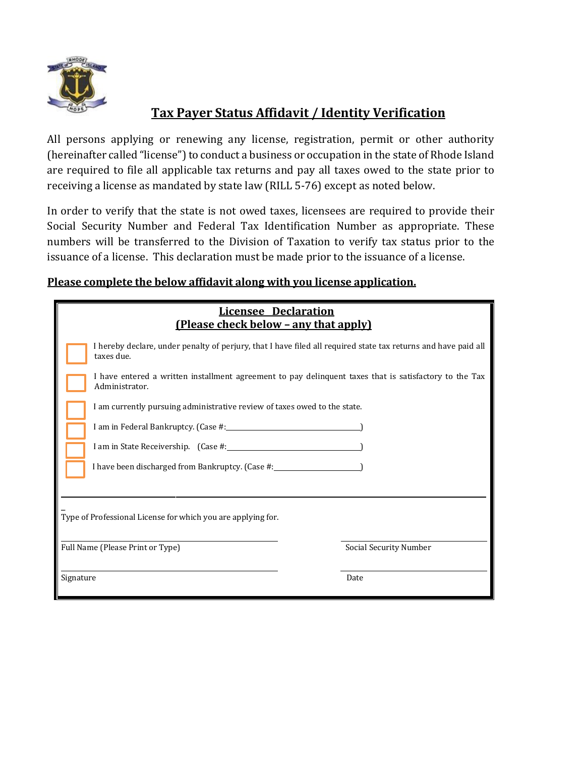# Tax Payer Status Affidavit / Identity Verification

All persons applying or renewing any license, registration, permit or other authority (hereinafter called "license") to conduct a business or occupation in the state of Rhode Island are required to file all applicable tax returns and pay all taxes owed to the state prior to receiving a license as mandated by state law (RILL 5-76) except as noted below.

In order to verify that the state is not owed taxes, licensees are required to provide their Social Security Number and Federal Tax Identification Number as appropriate. These numbers will be transferred to the Division of Taxation to verify tax status prior to the issuance of a license. This declaration must be made prior to the issuance of a license.

**Please complete the below affidavit along with you license application.**

## Licensee Declaration
**(Please check below – any that apply)**

- ☐ I hereby declare, under penalty of perjury, that I have filed all required state tax returns and have paid all taxes due.
- ☐ I have entered a written installment agreement to pay delinquent taxes that is satisfactory to the Tax Administrator.
- ☐ I am currently pursuing administrative review of taxes owed to the state.
- ☐ I am in Federal Bankruptcy. (Case #:________________________)
- ☐ I am in State Receivership. (Case #:________________________)
- ☐ I have been discharged from Bankruptcy. (Case #:________________________)

_____________________________________________

Type of Professional License for which you are applying for.

| | |
|---|---|
| Full Name (Please Print or Type) | Social Security Number |
| Signature | Date |